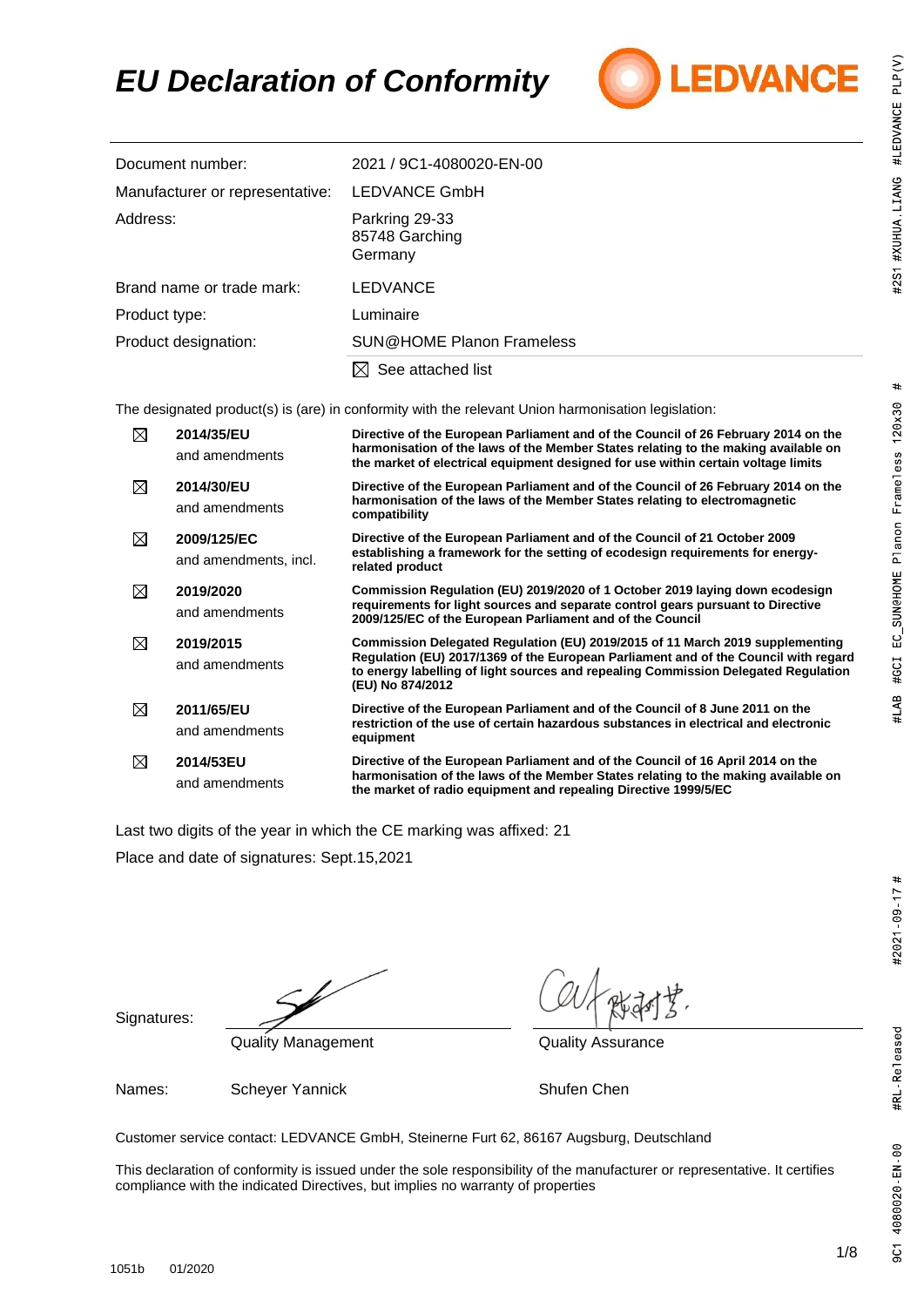# EU Declaration of Conformity

LEDVANCE

| | |
|---|---|
| Document number: | 2021 / 9C1-4080020-EN-00 |
| Manufacturer or representative: | LEDVANCE GmbH |
| Address: | Parkring 29-33<br>85748 Garching<br>Germany |
| Brand name or trade mark: | LEDVANCE |
| Product type: | Luminaire |
| Product designation: | SUN@HOME Planon Frameless |
| | ☒ See attached list |

The designated product(s) is (are) in conformity with the relevant Union harmonisation legislation:

| | | |
|---|---|---|
| ☒ | **2014/35/EU** and amendments | **Directive of the European Parliament and of the Council of 26 February 2014 on the harmonisation of the laws of the Member States relating to the making available on the market of electrical equipment designed for use within certain voltage limits** |
| ☒ | **2014/30/EU** and amendments | **Directive of the European Parliament and of the Council of 26 February 2014 on the harmonisation of the laws of the Member States relating to electromagnetic compatibility** |
| ☒ | **2009/125/EC** and amendments, incl. | **Directive of the European Parliament and of the Council of 21 October 2009 establishing a framework for the setting of ecodesign requirements for energy-related product** |
| ☒ | **2019/2020** and amendments | **Commission Regulation (EU) 2019/2020 of 1 October 2019 laying down ecodesign requirements for light sources and separate control gears pursuant to Directive 2009/125/EC of the European Parliament and of the Council** |
| ☒ | **2019/2015** and amendments | **Commission Delegated Regulation (EU) 2019/2015 of 11 March 2019 supplementing Regulation (EU) 2017/1369 of the European Parliament and of the Council with regard to energy labelling of light sources and repealing Commission Delegated Regulation (EU) No 874/2012** |
| ☒ | **2011/65/EU** and amendments | **Directive of the European Parliament and of the Council of 8 June 2011 on the restriction of the use of certain hazardous substances in electrical and electronic equipment** |
| ☒ | **2014/53EU** and amendments | **Directive of the European Parliament and of the Council of 16 April 2014 on the harmonisation of the laws of the Member States relating to the making available on the market of radio equipment and repealing Directive 1999/5/EC** |

Last two digits of the year in which the CE marking was affixed: 21

Place and date of signatures: Sept.15,2021

| | | |
|---|---|---|
| Signatures: | Quality Management | Quality Assurance |
| Names: | Scheyer Yannick | Shufen Chen |

Customer service contact: LEDVANCE GmbH, Steinerne Furt 62, 86167 Augsburg, Deutschland

This declaration of conformity is issued under the sole responsibility of the manufacturer or representative. It certifies compliance with the indicated Directives, but implies no warranty of properties

1051b 01/2020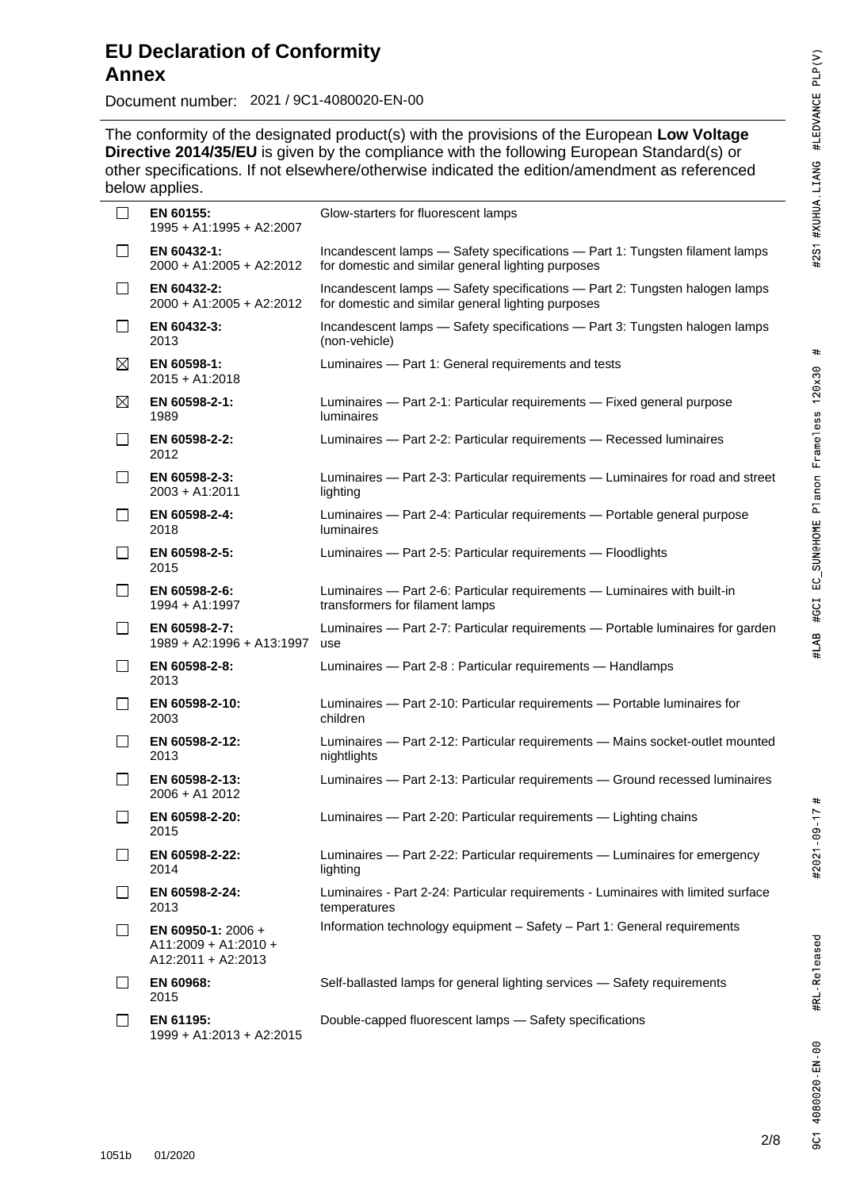# EU Declaration of Conformity
## Annex

Document number: 2021 / 9C1-4080020-EN-00

The conformity of the designated product(s) with the provisions of the European **Low Voltage Directive 2014/35/EU** is given by the compliance with the following European Standard(s) or other specifications. If not elsewhere/otherwise indicated the edition/amendment as referenced below applies.

| | Standard | Title |
|---|---|---|
| ☐ | **EN 60155:** 1995 + A1:1995 + A2:2007 | Glow-starters for fluorescent lamps |
| ☐ | **EN 60432-1:** 2000 + A1:2005 + A2:2012 | Incandescent lamps — Safety specifications — Part 1: Tungsten filament lamps for domestic and similar general lighting purposes |
| ☐ | **EN 60432-2:** 2000 + A1:2005 + A2:2012 | Incandescent lamps — Safety specifications — Part 2: Tungsten halogen lamps for domestic and similar general lighting purposes |
| ☐ | **EN 60432-3:** 2013 | Incandescent lamps — Safety specifications — Part 3: Tungsten halogen lamps (non-vehicle) |
| ☒ | **EN 60598-1:** 2015 + A1:2018 | Luminaires — Part 1: General requirements and tests |
| ☒ | **EN 60598-2-1:** 1989 | Luminaires — Part 2-1: Particular requirements — Fixed general purpose luminaires |
| ☐ | **EN 60598-2-2:** 2012 | Luminaires — Part 2-2: Particular requirements — Recessed luminaires |
| ☐ | **EN 60598-2-3:** 2003 + A1:2011 | Luminaires — Part 2-3: Particular requirements — Luminaires for road and street lighting |
| ☐ | **EN 60598-2-4:** 2018 | Luminaires — Part 2-4: Particular requirements — Portable general purpose luminaires |
| ☐ | **EN 60598-2-5:** 2015 | Luminaires — Part 2-5: Particular requirements — Floodlights |
| ☐ | **EN 60598-2-6:** 1994 + A1:1997 | Luminaires — Part 2-6: Particular requirements — Luminaires with built-in transformers for filament lamps |
| ☐ | **EN 60598-2-7:** 1989 + A2:1996 + A13:1997 | Luminaires — Part 2-7: Particular requirements — Portable luminaires for garden use |
| ☐ | **EN 60598-2-8:** 2013 | Luminaires — Part 2-8 : Particular requirements — Handlamps |
| ☐ | **EN 60598-2-10:** 2003 | Luminaires — Part 2-10: Particular requirements — Portable luminaires for children |
| ☐ | **EN 60598-2-12:** 2013 | Luminaires — Part 2-12: Particular requirements — Mains socket-outlet mounted nightlights |
| ☐ | **EN 60598-2-13:** 2006 + A1 2012 | Luminaires — Part 2-13: Particular requirements — Ground recessed luminaires |
| ☐ | **EN 60598-2-20:** 2015 | Luminaires — Part 2-20: Particular requirements — Lighting chains |
| ☐ | **EN 60598-2-22:** 2014 | Luminaires — Part 2-22: Particular requirements — Luminaires for emergency lighting |
| ☐ | **EN 60598-2-24:** 2013 | Luminaires - Part 2-24: Particular requirements - Luminaires with limited surface temperatures |
| ☐ | **EN 60950-1:** 2006 + A11:2009 + A1:2010 + A12:2011 + A2:2013 | Information technology equipment – Safety – Part 1: General requirements |
| ☐ | **EN 60968:** 2015 | Self-ballasted lamps for general lighting services — Safety requirements |
| ☐ | **EN 61195:** 1999 + A1:2013 + A2:2015 | Double-capped fluorescent lamps — Safety specifications |

1051b 01/2020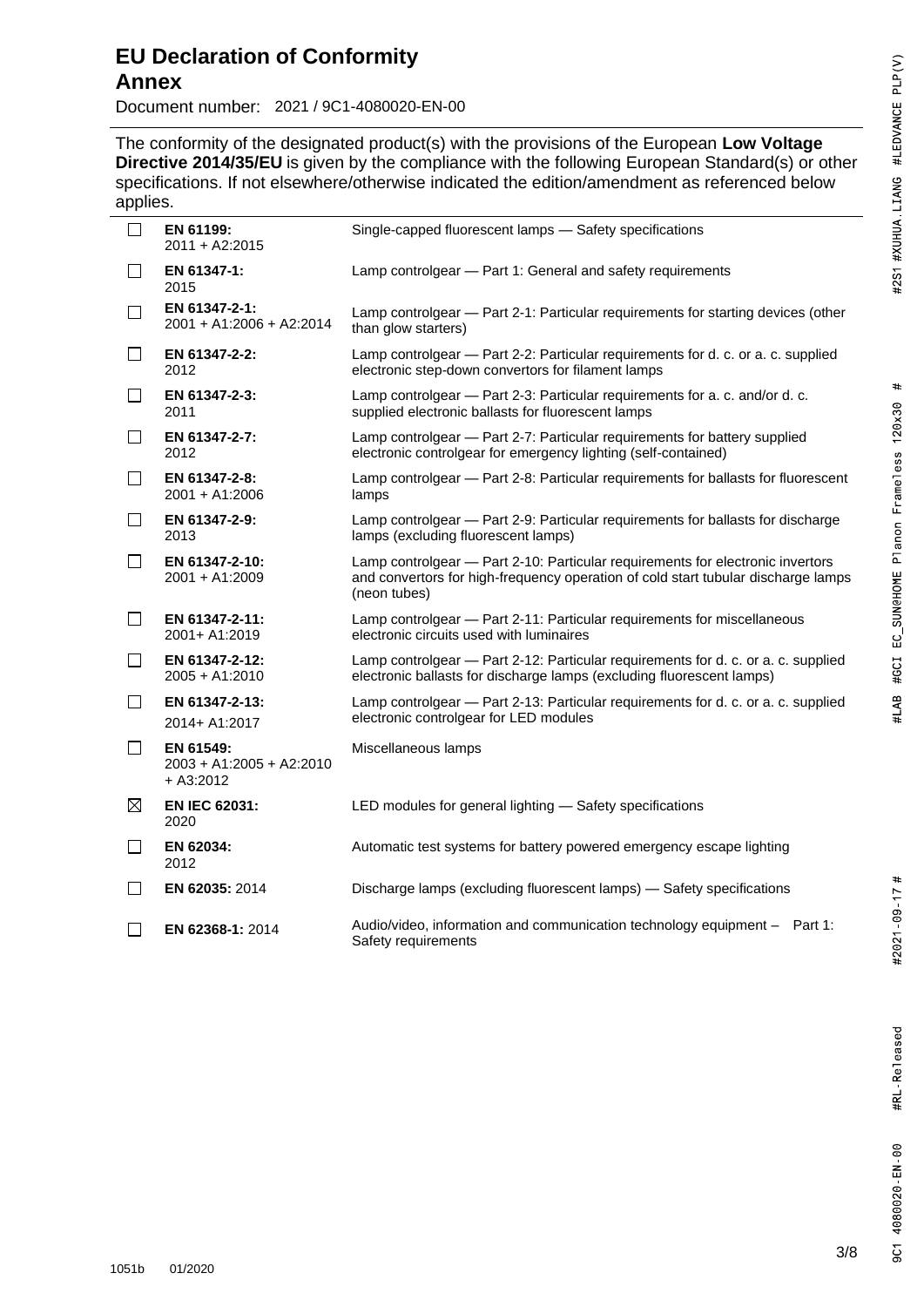# EU Declaration of Conformity
## Annex

Document number: 2021 / 9C1-4080020-EN-00

The conformity of the designated product(s) with the provisions of the European **Low Voltage Directive 2014/35/EU** is given by the compliance with the following European Standard(s) or other specifications. If not elsewhere/otherwise indicated the edition/amendment as referenced below applies.

| | Standard | Title |
|---|---|---|
| ☐ | **EN 61199:** 2011 + A2:2015 | Single-capped fluorescent lamps — Safety specifications |
| ☐ | **EN 61347-1:** 2015 | Lamp controlgear — Part 1: General and safety requirements |
| ☐ | **EN 61347-2-1:** 2001 + A1:2006 + A2:2014 | Lamp controlgear — Part 2-1: Particular requirements for starting devices (other than glow starters) |
| ☐ | **EN 61347-2-2:** 2012 | Lamp controlgear — Part 2-2: Particular requirements for d. c. or a. c. supplied electronic step-down convertors for filament lamps |
| ☐ | **EN 61347-2-3:** 2011 | Lamp controlgear — Part 2-3: Particular requirements for a. c. and/or d. c. supplied electronic ballasts for fluorescent lamps |
| ☐ | **EN 61347-2-7:** 2012 | Lamp controlgear — Part 2-7: Particular requirements for battery supplied electronic controlgear for emergency lighting (self-contained) |
| ☐ | **EN 61347-2-8:** 2001 + A1:2006 | Lamp controlgear — Part 2-8: Particular requirements for ballasts for fluorescent lamps |
| ☐ | **EN 61347-2-9:** 2013 | Lamp controlgear — Part 2-9: Particular requirements for ballasts for discharge lamps (excluding fluorescent lamps) |
| ☐ | **EN 61347-2-10:** 2001 + A1:2009 | Lamp controlgear — Part 2-10: Particular requirements for electronic invertors and convertors for high-frequency operation of cold start tubular discharge lamps (neon tubes) |
| ☐ | **EN 61347-2-11:** 2001+ A1:2019 | Lamp controlgear — Part 2-11: Particular requirements for miscellaneous electronic circuits used with luminaires |
| ☐ | **EN 61347-2-12:** 2005 + A1:2010 | Lamp controlgear — Part 2-12: Particular requirements for d. c. or a. c. supplied electronic ballasts for discharge lamps (excluding fluorescent lamps) |
| ☐ | **EN 61347-2-13:** 2014+ A1:2017 | Lamp controlgear — Part 2-13: Particular requirements for d. c. or a. c. supplied electronic controlgear for LED modules |
| ☐ | **EN 61549:** 2003 + A1:2005 + A2:2010 + A3:2012 | Miscellaneous lamps |
| ☒ | **EN IEC 62031:** 2020 | LED modules for general lighting — Safety specifications |
| ☐ | **EN 62034:** 2012 | Automatic test systems for battery powered emergency escape lighting |
| ☐ | **EN 62035:** 2014 | Discharge lamps (excluding fluorescent lamps) — Safety specifications |
| ☐ | **EN 62368-1:** 2014 | Audio/video, information and communication technology equipment – Part 1: Safety requirements |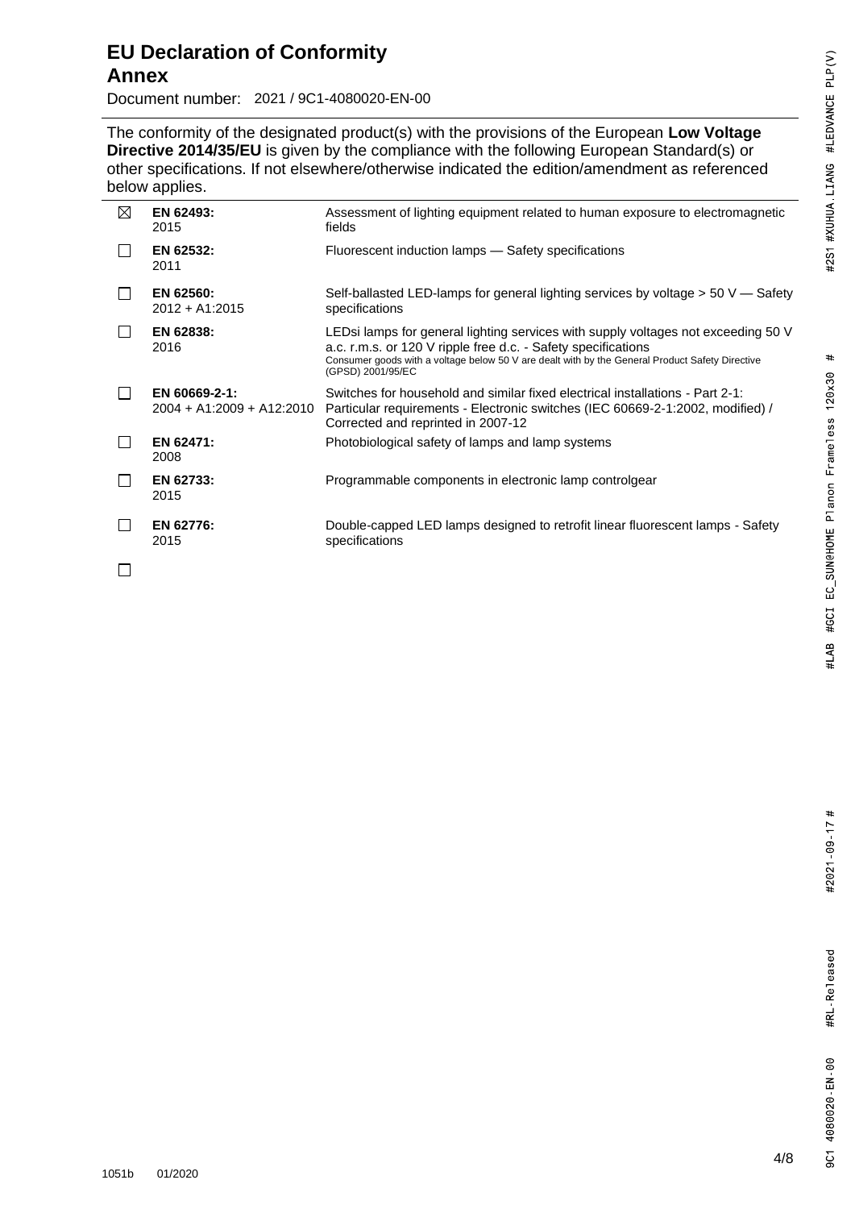# EU Declaration of Conformity
## Annex

Document number: 2021 / 9C1-4080020-EN-00

The conformity of the designated product(s) with the provisions of the European **Low Voltage Directive 2014/35/EU** is given by the compliance with the following European Standard(s) or other specifications. If not elsewhere/otherwise indicated the edition/amendment as referenced below applies.

| | | |
|---|---|---|
| ☒ | **EN 62493:** 2015 | Assessment of lighting equipment related to human exposure to electromagnetic fields |
| ☐ | **EN 62532:** 2011 | Fluorescent induction lamps — Safety specifications |
| ☐ | **EN 62560:** 2012 + A1:2015 | Self-ballasted LED-lamps for general lighting services by voltage > 50 V — Safety specifications |
| ☐ | **EN 62838:** 2016 | LEDsi lamps for general lighting services with supply voltages not exceeding 50 V a.c. r.m.s. or 120 V ripple free d.c. - Safety specifications<br>Consumer goods with a voltage below 50 V are dealt with by the General Product Safety Directive (GPSD) 2001/95/EC |
| ☐ | **EN 60669-2-1:** 2004 + A1:2009 + A12:2010 | Switches for household and similar fixed electrical installations - Part 2-1: Particular requirements - Electronic switches (IEC 60669-2-1:2002, modified) / Corrected and reprinted in 2007-12 |
| ☐ | **EN 62471:** 2008 | Photobiological safety of lamps and lamp systems |
| ☐ | **EN 62733:** 2015 | Programmable components in electronic lamp controlgear |
| ☐ | **EN 62776:** 2015 | Double-capped LED lamps designed to retrofit linear fluorescent lamps - Safety specifications |
| ☐ | | |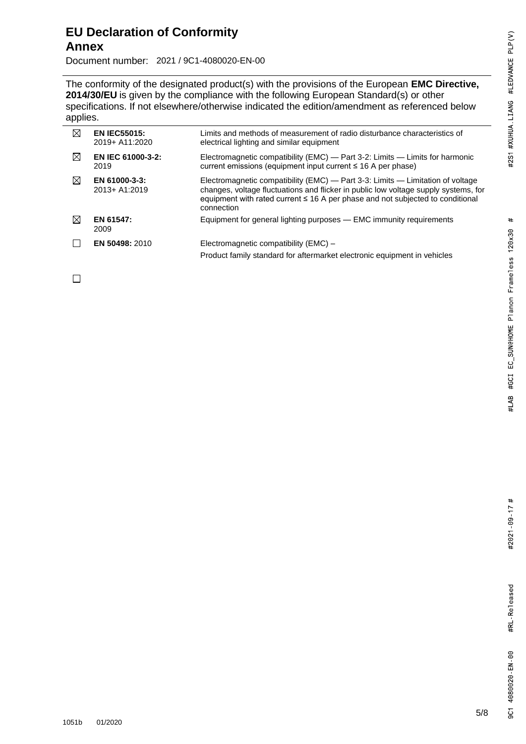# EU Declaration of Conformity

## Annex

Document number: 2021 / 9C1-4080020-EN-00

The conformity of the designated product(s) with the provisions of the European **EMC Directive, 2014/30/EU** is given by the compliance with the following European Standard(s) or other specifications. If not elsewhere/otherwise indicated the edition/amendment as referenced below applies.

| | | |
|---|---|---|
| ☒ | **EN IEC55015:** 2019+ A11:2020 | Limits and methods of measurement of radio disturbance characteristics of electrical lighting and similar equipment |
| ☒ | **EN IEC 61000-3-2:** 2019 | Electromagnetic compatibility (EMC) — Part 3-2: Limits — Limits for harmonic current emissions (equipment input current ≤ 16 A per phase) |
| ☒ | **EN 61000-3-3:** 2013+ A1:2019 | Electromagnetic compatibility (EMC) — Part 3-3: Limits — Limitation of voltage changes, voltage fluctuations and flicker in public low voltage supply systems, for equipment with rated current ≤ 16 A per phase and not subjected to conditional connection |
| ☒ | **EN 61547:** 2009 | Equipment for general lighting purposes — EMC immunity requirements |
| ☐ | **EN 50498:** 2010 | Electromagnetic compatibility (EMC) – Product family standard for aftermarket electronic equipment in vehicles |
| ☐ | | |

1051b 01/2020

#2S1 #XUHUA.LIANG #LEDVANCE PLP(V) # #LAB #GCI EC_SUN@HOME Planon Frameless 120x30 # #2021-09-17 # #RL-Released 9C1 4080020-EN-00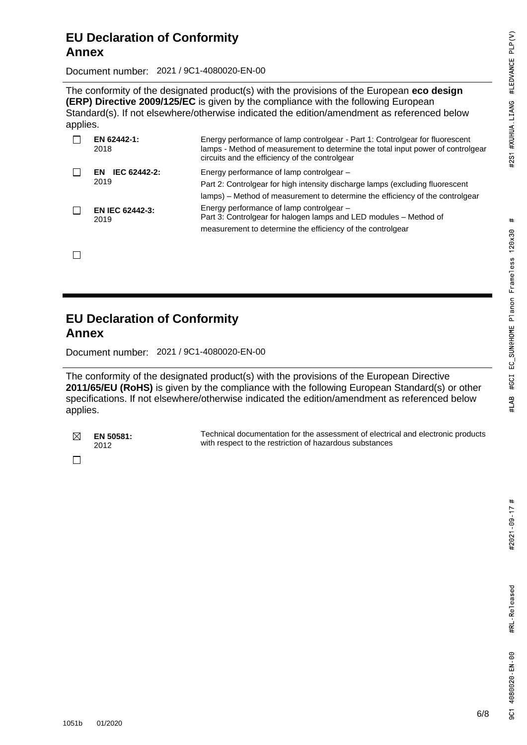## EU Declaration of Conformity
## Annex

Document number: 2021 / 9C1-4080020-EN-00

The conformity of the designated product(s) with the provisions of the European **eco design (ERP) Directive 2009/125/EC** is given by the compliance with the following European Standard(s). If not elsewhere/otherwise indicated the edition/amendment as referenced below applies.

| | Standard | Title |
|---|---|---|
| ☐ | **EN 62442-1:** 2018 | Energy performance of lamp controlgear - Part 1: Controlgear for fluorescent lamps - Method of measurement to determine the total input power of controlgear circuits and the efficiency of the controlgear |
| ☐ | **EN IEC 62442-2:** 2019 | Energy performance of lamp controlgear – Part 2: Controlgear for high intensity discharge lamps (excluding fluorescent lamps) – Method of measurement to determine the efficiency of the controlgear |
| ☐ | **EN IEC 62442-3:** 2019 | Energy performance of lamp controlgear – Part 3: Controlgear for halogen lamps and LED modules – Method of measurement to determine the efficiency of the controlgear |
| ☐ | | |

## EU Declaration of Conformity
## Annex

Document number: 2021 / 9C1-4080020-EN-00

The conformity of the designated product(s) with the provisions of the European Directive **2011/65/EU (RoHS)** is given by the compliance with the following European Standard(s) or other specifications. If not elsewhere/otherwise indicated the edition/amendment as referenced below applies.

| | Standard | Title |
|---|---|---|
| ☒ | **EN 50581:** 2012 | Technical documentation for the assessment of electrical and electronic products with respect to the restriction of hazardous substances |
| ☐ | | |

1051b 01/2020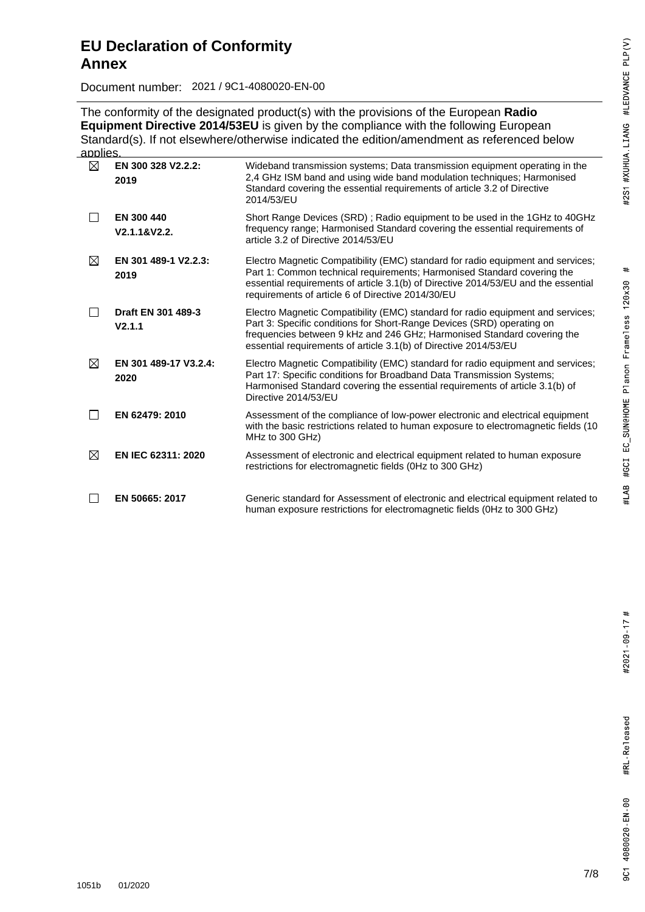# EU Declaration of Conformity
# Annex

Document number: 2021 / 9C1-4080020-EN-00

The conformity of the designated product(s) with the provisions of the European **Radio Equipment Directive 2014/53EU** is given by the compliance with the following European Standard(s). If not elsewhere/otherwise indicated the edition/amendment as referenced below applies.

| | Standard | Description |
|---|---|---|
| ☒ | **EN 300 328 V2.2.2: 2019** | Wideband transmission systems; Data transmission equipment operating in the 2,4 GHz ISM band and using wide band modulation techniques; Harmonised Standard covering the essential requirements of article 3.2 of Directive 2014/53/EU |
| ☐ | **EN 300 440 V2.1.1&V2.2.** | Short Range Devices (SRD) ; Radio equipment to be used in the 1GHz to 40GHz frequency range; Harmonised Standard covering the essential requirements of article 3.2 of Directive 2014/53/EU |
| ☒ | **EN 301 489-1 V2.2.3: 2019** | Electro Magnetic Compatibility (EMC) standard for radio equipment and services; Part 1: Common technical requirements; Harmonised Standard covering the essential requirements of article 3.1(b) of Directive 2014/53/EU and the essential requirements of article 6 of Directive 2014/30/EU |
| ☐ | **Draft EN 301 489-3 V2.1.1** | Electro Magnetic Compatibility (EMC) standard for radio equipment and services; Part 3: Specific conditions for Short-Range Devices (SRD) operating on frequencies between 9 kHz and 246 GHz; Harmonised Standard covering the essential requirements of article 3.1(b) of Directive 2014/53/EU |
| ☒ | **EN 301 489-17 V3.2.4: 2020** | Electro Magnetic Compatibility (EMC) standard for radio equipment and services; Part 17: Specific conditions for Broadband Data Transmission Systems; Harmonised Standard covering the essential requirements of article 3.1(b) of Directive 2014/53/EU |
| ☐ | **EN 62479: 2010** | Assessment of the compliance of low-power electronic and electrical equipment with the basic restrictions related to human exposure to electromagnetic fields (10 MHz to 300 GHz) |
| ☒ | **EN IEC 62311: 2020** | Assessment of electronic and electrical equipment related to human exposure restrictions for electromagnetic fields (0Hz to 300 GHz) |
| ☐ | **EN 50665: 2017** | Generic standard for Assessment of electronic and electrical equipment related to human exposure restrictions for electromagnetic fields (0Hz to 300 GHz) |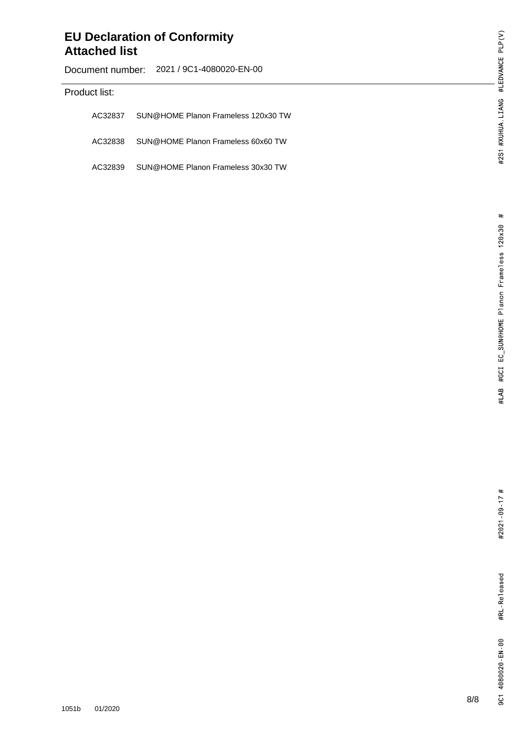# EU Declaration of Conformity
# Attached list

Document number: 2021 / 9C1-4080020-EN-00

Product list:

| | |
|---|---|
| AC32837 | SUN@HOME Planon Frameless 120x30 TW |
| AC32838 | SUN@HOME Planon Frameless 60x60 TW |
| AC32839 | SUN@HOME Planon Frameless 30x30 TW |